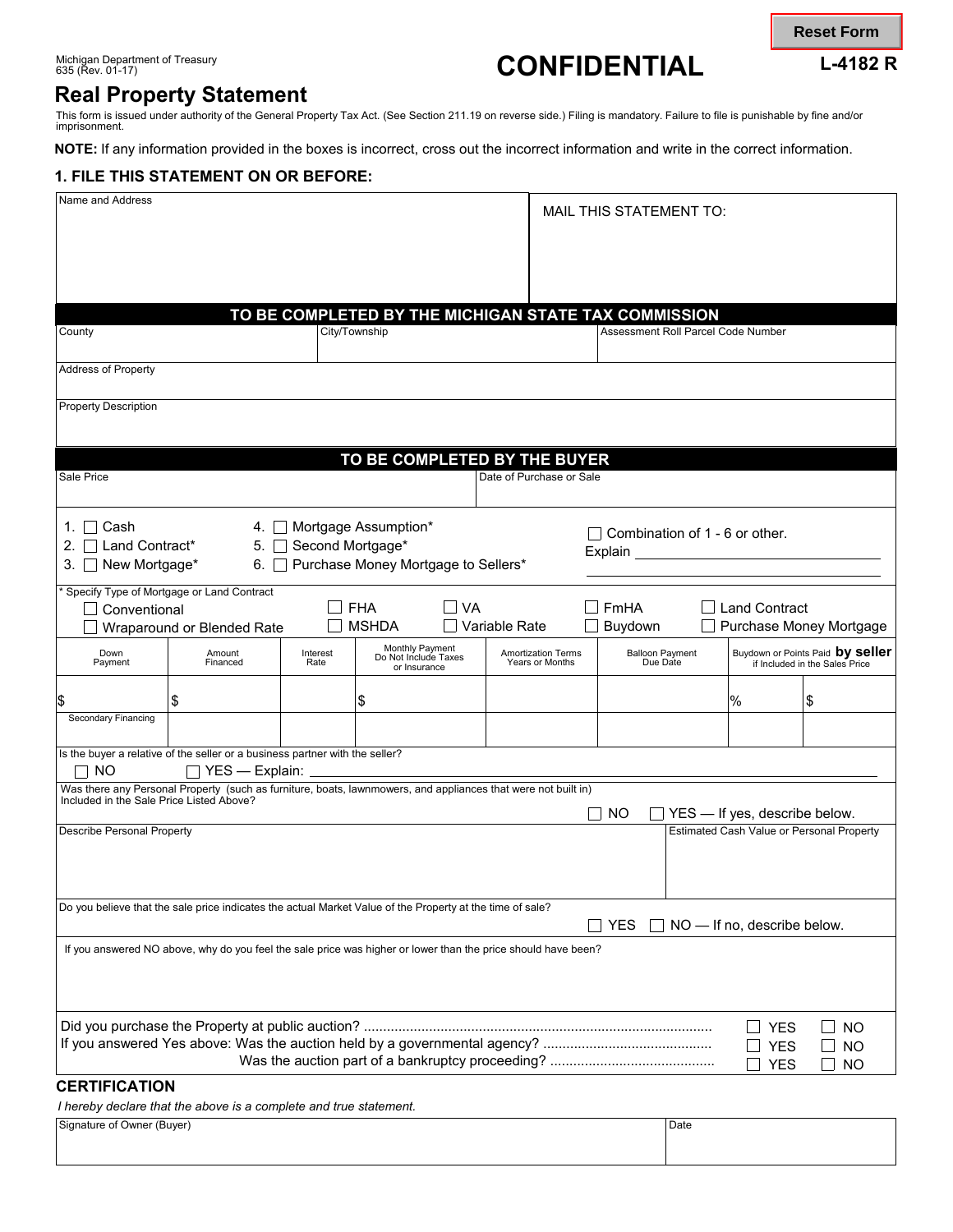Michigan Department of Treasury
635 (Rev. 01-17)

# CONFIDENTIAL

**L-4182 R**

## Real Property Statement

This form is issued under authority of the General Property Tax Act. (See Section 211.19 on reverse side.) Filing is mandatory. Failure to file is punishable by fine and/or imprisonment.

**NOTE:** If any information provided in the boxes is incorrect, cross out the incorrect information and write in the correct information.

### 1. FILE THIS STATEMENT ON OR BEFORE:

| Name and Address | MAIL THIS STATEMENT TO: |
|---|---|
| | |

**TO BE COMPLETED BY THE MICHIGAN STATE TAX COMMISSION**

| County | City/Township | Assessment Roll Parcel Code Number |
|---|---|---|
| | | |

Address of Property

Property Description

**TO BE COMPLETED BY THE BUYER**

| Sale Price | Date of Purchase or Sale |
|---|---|
| | |

1. ☐ Cash
2. ☐ Land Contract*
3. ☐ New Mortgage*
4. ☐ Mortgage Assumption*
5. ☐ Second Mortgage*
6. ☐ Purchase Money Mortgage to Sellers*

☐ Combination of 1 - 6 or other.
Explain ____________________

\* Specify Type of Mortgage or Land Contract

☐ Conventional ☐ FHA ☐ VA ☐ FmHA ☐ Land Contract
☐ Wraparound or Blended Rate ☐ MSHDA ☐ Variable Rate ☐ Buydown ☐ Purchase Money Mortgage

| Down Payment | Amount Financed | Interest Rate | Monthly Payment Do Not Include Taxes or Insurance | Amortization Terms Years or Months | Balloon Payment Due Date | Buydown or Points Paid **by seller** if Included in the Sales Price | |
|---|---|---|---|---|---|---|---|
| $ | $ | | $ | | | % | $ |
| Secondary Financing | | | | | | | |

Is the buyer a relative of the seller or a business partner with the seller?
☐ NO ☐ YES — Explain: ____________________

Was there any Personal Property (such as furniture, boats, lawnmowers, and appliances that were not built in) Included in the Sale Price Listed Above?
☐ NO ☐ YES — If yes, describe below.

| Describe Personal Property | Estimated Cash Value or Personal Property |
|---|---|
| | |

Do you believe that the sale price indicates the actual Market Value of the Property at the time of sale?
☐ YES ☐ NO — If no, describe below.

If you answered NO above, why do you feel the sale price was higher or lower than the price should have been?

Did you purchase the Property at public auction? .......... ☐ YES ☐ NO
If you answered Yes above: Was the auction held by a governmental agency? .......... ☐ YES ☐ NO
Was the auction part of a bankruptcy proceeding? .......... ☐ YES ☐ NO

### CERTIFICATION

*I hereby declare that the above is a complete and true statement.*

| Signature of Owner (Buyer) | Date |
|---|---|
| | |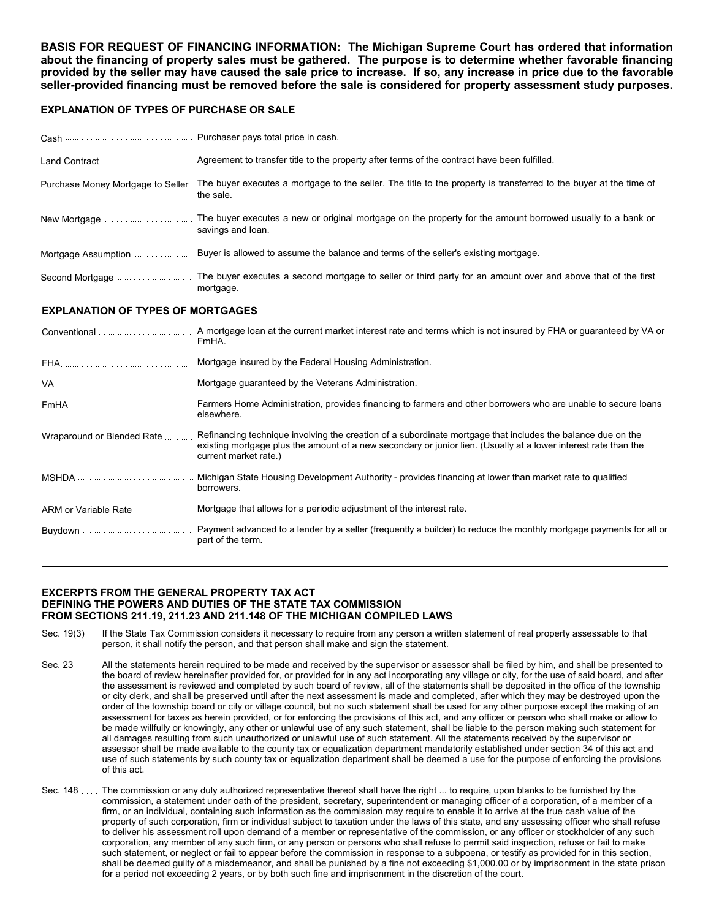**BASIS FOR REQUEST OF FINANCING INFORMATION: The Michigan Supreme Court has ordered that information about the financing of property sales must be gathered. The purpose is to determine whether favorable financing provided by the seller may have caused the sale price to increase. If so, any increase in price due to the favorable seller-provided financing must be removed before the sale is considered for property assessment study purposes.**

### EXPLANATION OF TYPES OF PURCHASE OR SALE

| | |
|---|---|
| Cash | Purchaser pays total price in cash. |
| Land Contract | Agreement to transfer title to the property after terms of the contract have been fulfilled. |
| Purchase Money Mortgage to Seller | The buyer executes a mortgage to the seller. The title to the property is transferred to the buyer at the time of the sale. |
| New Mortgage | The buyer executes a new or original mortgage on the property for the amount borrowed usually to a bank or savings and loan. |
| Mortgage Assumption | Buyer is allowed to assume the balance and terms of the seller's existing mortgage. |
| Second Mortgage | The buyer executes a second mortgage to seller or third party for an amount over and above that of the first mortgage. |

### EXPLANATION OF TYPES OF MORTGAGES

| | |
|---|---|
| Conventional | A mortgage loan at the current market interest rate and terms which is not insured by FHA or guaranteed by VA or FmHA. |
| FHA | Mortgage insured by the Federal Housing Administration. |
| VA | Mortgage guaranteed by the Veterans Administration. |
| FmHA | Farmers Home Administration, provides financing to farmers and other borrowers who are unable to secure loans elsewhere. |
| Wraparound or Blended Rate | Refinancing technique involving the creation of a subordinate mortgage that includes the balance due on the existing mortgage plus the amount of a new secondary or junior lien. (Usually at a lower interest rate than the current market rate.) |
| MSHDA | Michigan State Housing Development Authority - provides financing at lower than market rate to qualified borrowers. |
| ARM or Variable Rate | Mortgage that allows for a periodic adjustment of the interest rate. |
| Buydown | Payment advanced to a lender by a seller (frequently a builder) to reduce the monthly mortgage payments for all or part of the term. |

---

### EXCERPTS FROM THE GENERAL PROPERTY TAX ACT DEFINING THE POWERS AND DUTIES OF THE STATE TAX COMMISSION FROM SECTIONS 211.19, 211.23 AND 211.148 OF THE MICHIGAN COMPILED LAWS

Sec. 19(3) If the State Tax Commission considers it necessary to require from any person a written statement of real property assessable to that person, it shall notify the person, and that person shall make and sign the statement.

Sec. 23 All the statements herein required to be made and received by the supervisor or assessor shall be filed by him, and shall be presented to the board of review hereinafter provided for, or provided for in any act incorporating any village or city, for the use of said board, and after the assessment is reviewed and completed by such board of review, all of the statements shall be deposited in the office of the township or city clerk, and shall be preserved until after the next assessment is made and completed, after which they may be destroyed upon the order of the township board or city or village council, but no such statement shall be used for any other purpose except the making of an assessment for taxes as herein provided, or for enforcing the provisions of this act, and any officer or person who shall make or allow to be made willfully or knowingly, any other or unlawful use of any such statement, shall be liable to the person making such statement for all damages resulting from such unauthorized or unlawful use of such statement. All the statements received by the supervisor or assessor shall be made available to the county tax or equalization department mandatorily established under section 34 of this act and use of such statements by such county tax or equalization department shall be deemed a use for the purpose of enforcing the provisions of this act.

Sec. 148 The commission or any duly authorized representative thereof shall have the right ... to require, upon blanks to be furnished by the commission, a statement under oath of the president, secretary, superintendent or managing officer of a corporation, of a member of a firm, or an individual, containing such information as the commission may require to enable it to arrive at the true cash value of the property of such corporation, firm or individual subject to taxation under the laws of this state, and any assessing officer who shall refuse to deliver his assessment roll upon demand of a member or representative of the commission, or any officer or stockholder of any such corporation, any member of any such firm, or any person or persons who shall refuse to permit said inspection, refuse or fail to make such statement, or neglect or fail to appear before the commission in response to a subpoena, or testify as provided for in this section, shall be deemed guilty of a misdemeanor, and shall be punished by a fine not exceeding $1,000.00 or by imprisonment in the state prison for a period not exceeding 2 years, or by both such fine and imprisonment in the discretion of the court.